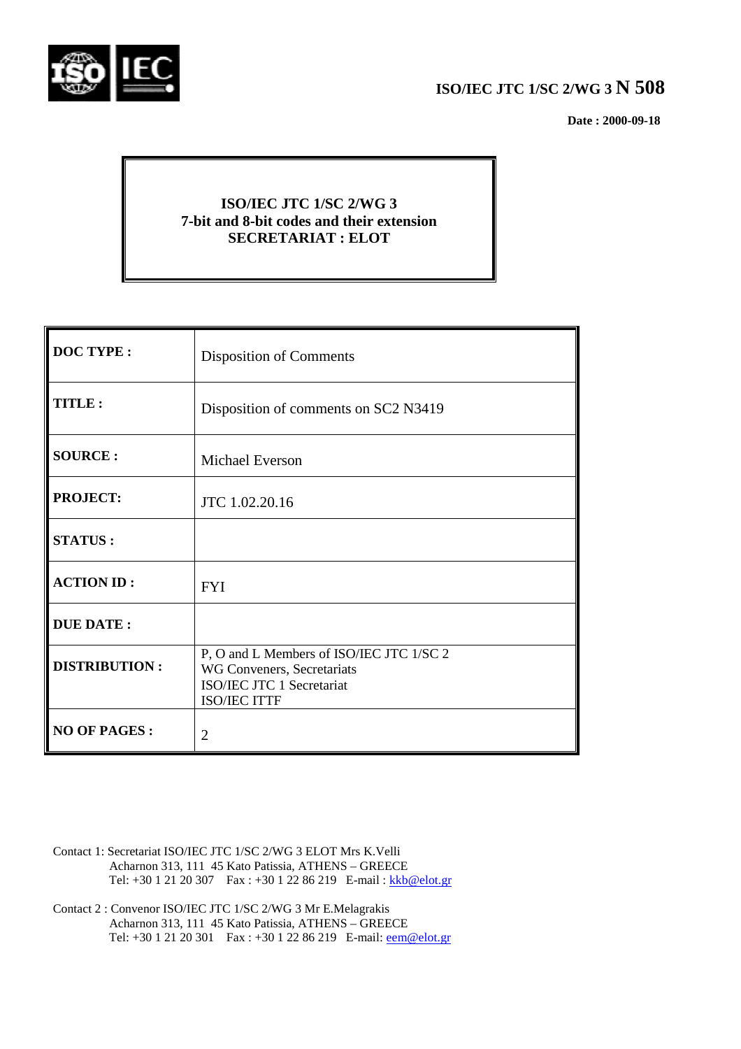**ISO/IEC JTC 1/SC 2/WG 3 N 508**

**Date : 2000-09-18**

**ISO/IEC JTC 1/SC 2/WG 3**
**7-bit and 8-bit codes and their extension**
**SECRETARIAT : ELOT**

| | |
|---|---|
| **DOC TYPE :** | Disposition of Comments |
| **TITLE :** | Disposition of comments on SC2 N3419 |
| **SOURCE :** | Michael Everson |
| **PROJECT:** | JTC 1.02.20.16 |
| **STATUS :** | |
| **ACTION ID :** | FYI |
| **DUE DATE :** | |
| **DISTRIBUTION :** | P, O and L Members of ISO/IEC JTC 1/SC 2<br>WG Conveners, Secretariats<br>ISO/IEC JTC 1 Secretariat<br>ISO/IEC ITTF |
| **NO OF PAGES :** | 2 |

Contact 1: Secretariat ISO/IEC JTC 1/SC 2/WG 3 ELOT Mrs K.Velli
Acharnon 313, 111 45 Kato Patissia, ATHENS – GREECE
Tel: +30 1 21 20 307 Fax : +30 1 22 86 219 E-mail : kkb@elot.gr

Contact 2 : Convenor ISO/IEC JTC 1/SC 2/WG 3 Mr E.Melagrakis
Acharnon 313, 111 45 Kato Patissia, ATHENS – GREECE
Tel: +30 1 21 20 301 Fax : +30 1 22 86 219 E-mail: eem@elot.gr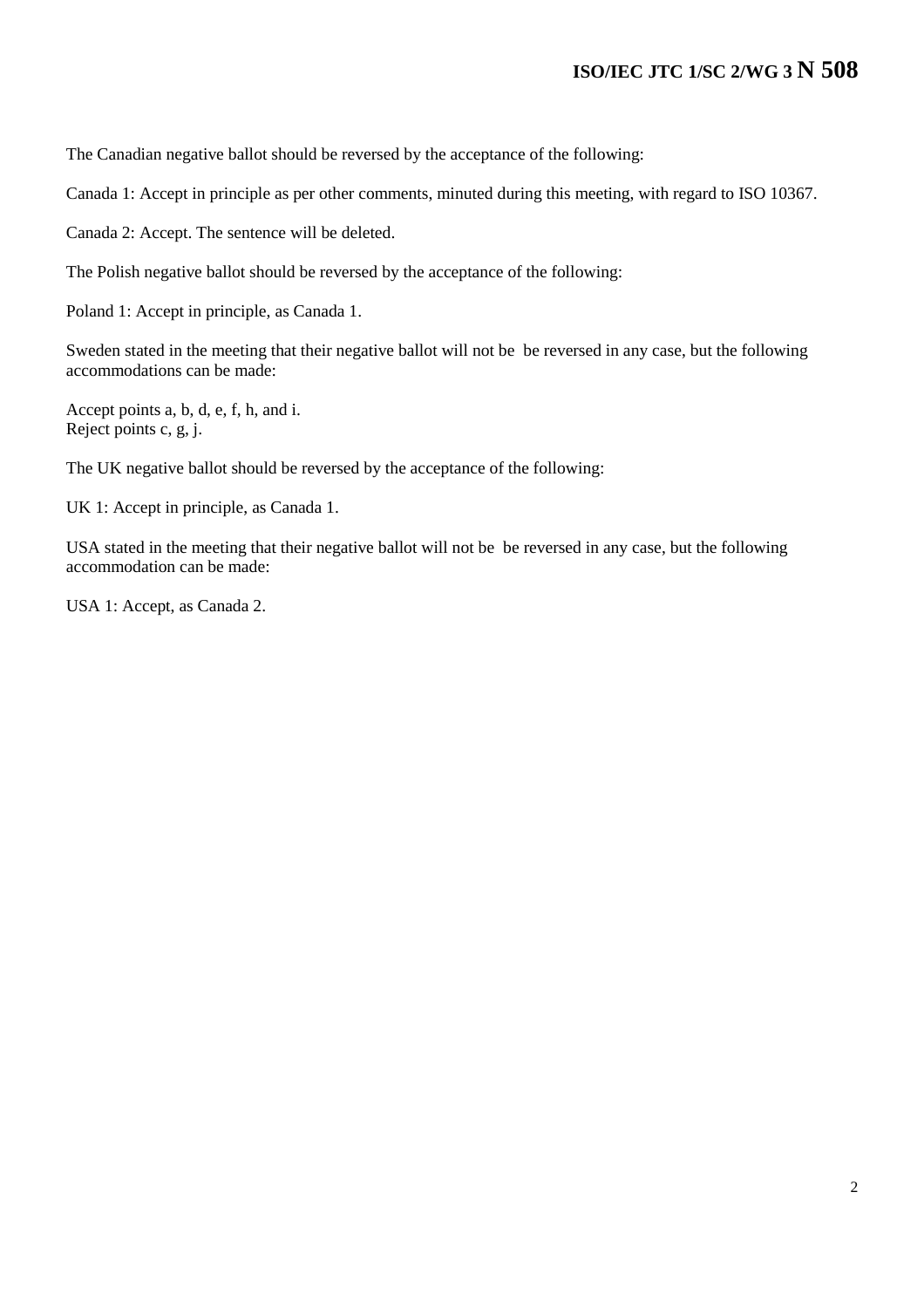The Canadian negative ballot should be reversed by the acceptance of the following:

Canada 1: Accept in principle as per other comments, minuted during this meeting, with regard to ISO 10367.

Canada 2: Accept. The sentence will be deleted.

The Polish negative ballot should be reversed by the acceptance of the following:

Poland 1: Accept in principle, as Canada 1.

Sweden stated in the meeting that their negative ballot will not be  be reversed in any case, but the following accommodations can be made:

Accept points a, b, d, e, f, h, and i.
Reject points c, g, j.

The UK negative ballot should be reversed by the acceptance of the following:

UK 1: Accept in principle, as Canada 1.

USA stated in the meeting that their negative ballot will not be  be reversed in any case, but the following accommodation can be made:

USA 1: Accept, as Canada 2.